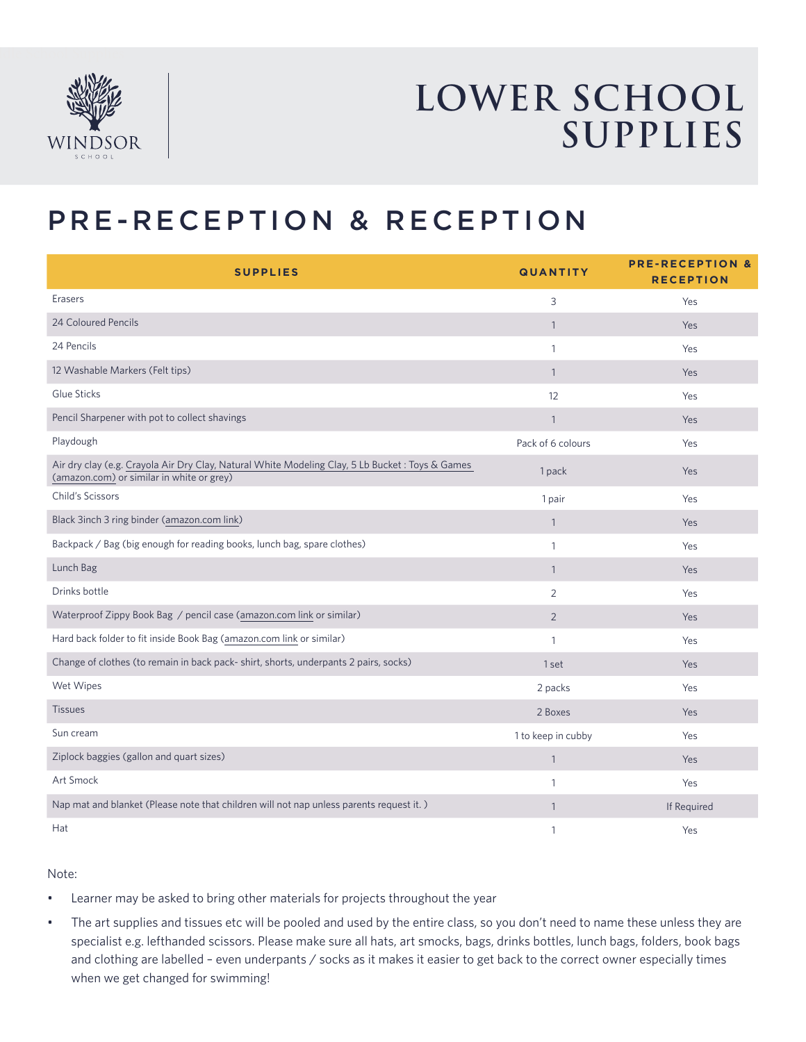WINDSOR SCHOOL

# LOWER SCHOOL SUPPLIES

## PRE-RECEPTION & RECEPTION

| SUPPLIES | QUANTITY | PRE-RECEPTION & RECEPTION |
|---|---|---|
| Erasers | 3 | Yes |
| 24 Coloured Pencils | 1 | Yes |
| 24 Pencils | 1 | Yes |
| 12 Washable Markers (Felt tips) | 1 | Yes |
| Glue Sticks | 12 | Yes |
| Pencil Sharpener with pot to collect shavings | 1 | Yes |
| Playdough | Pack of 6 colours | Yes |
| Air dry clay (e.g. Crayola Air Dry Clay, Natural White Modeling Clay, 5 Lb Bucket : Toys & Games (amazon.com) or similar in white or grey) | 1 pack | Yes |
| Child's Scissors | 1 pair | Yes |
| Black 3inch 3 ring binder (amazon.com link) | 1 | Yes |
| Backpack / Bag (big enough for reading books, lunch bag, spare clothes) | 1 | Yes |
| Lunch Bag | 1 | Yes |
| Drinks bottle | 2 | Yes |
| Waterproof Zippy Book Bag / pencil case (amazon.com link or similar) | 2 | Yes |
| Hard back folder to fit inside Book Bag (amazon.com link or similar) | 1 | Yes |
| Change of clothes (to remain in back pack- shirt, shorts, underpants 2 pairs, socks) | 1 set | Yes |
| Wet Wipes | 2 packs | Yes |
| Tissues | 2 Boxes | Yes |
| Sun cream | 1 to keep in cubby | Yes |
| Ziplock baggies (gallon and quart sizes) | 1 | Yes |
| Art Smock | 1 | Yes |
| Nap mat and blanket (Please note that children will not nap unless parents request it. ) | 1 | If Required |
| Hat | 1 | Yes |

Note:

- Learner may be asked to bring other materials for projects throughout the year
- The art supplies and tissues etc will be pooled and used by the entire class, so you don't need to name these unless they are specialist e.g. lefthanded scissors. Please make sure all hats, art smocks, bags, drinks bottles, lunch bags, folders, book bags and clothing are labelled – even underpants / socks as it makes it easier to get back to the correct owner especially times when we get changed for swimming!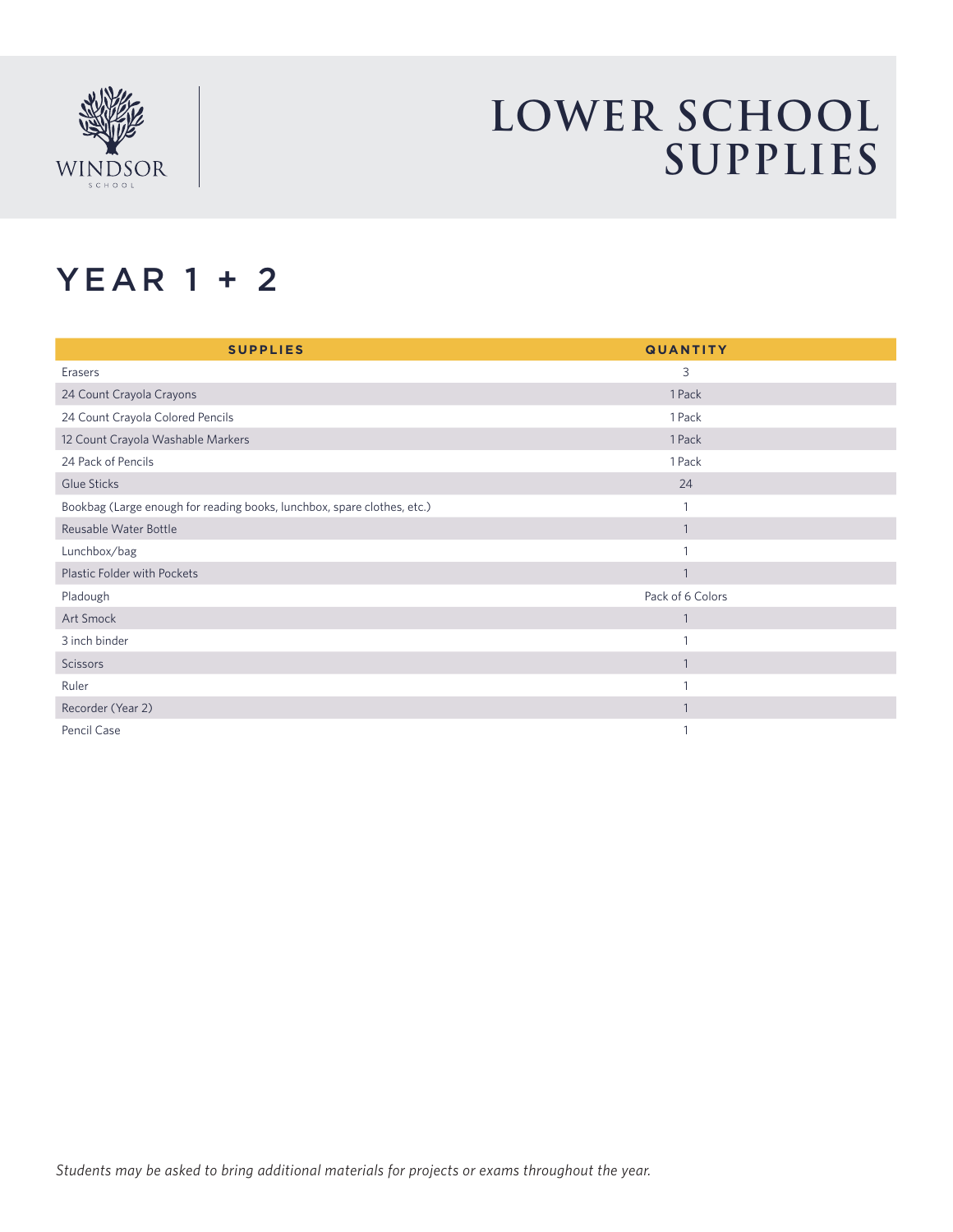WINDSOR
SCHOOL

# LOWER SCHOOL SUPPLIES

## YEAR 1 + 2

| SUPPLIES | QUANTITY |
|---|---|
| Erasers | 3 |
| 24 Count Crayola Crayons | 1 Pack |
| 24 Count Crayola Colored Pencils | 1 Pack |
| 12 Count Crayola Washable Markers | 1 Pack |
| 24 Pack of Pencils | 1 Pack |
| Glue Sticks | 24 |
| Bookbag (Large enough for reading books, lunchbox, spare clothes, etc.) | 1 |
| Reusable Water Bottle | 1 |
| Lunchbox/bag | 1 |
| Plastic Folder with Pockets | 1 |
| Pladough | Pack of 6 Colors |
| Art Smock | 1 |
| 3 inch binder | 1 |
| Scissors | 1 |
| Ruler | 1 |
| Recorder (Year 2) | 1 |
| Pencil Case | 1 |

*Students may be asked to bring additional materials for projects or exams throughout the year.*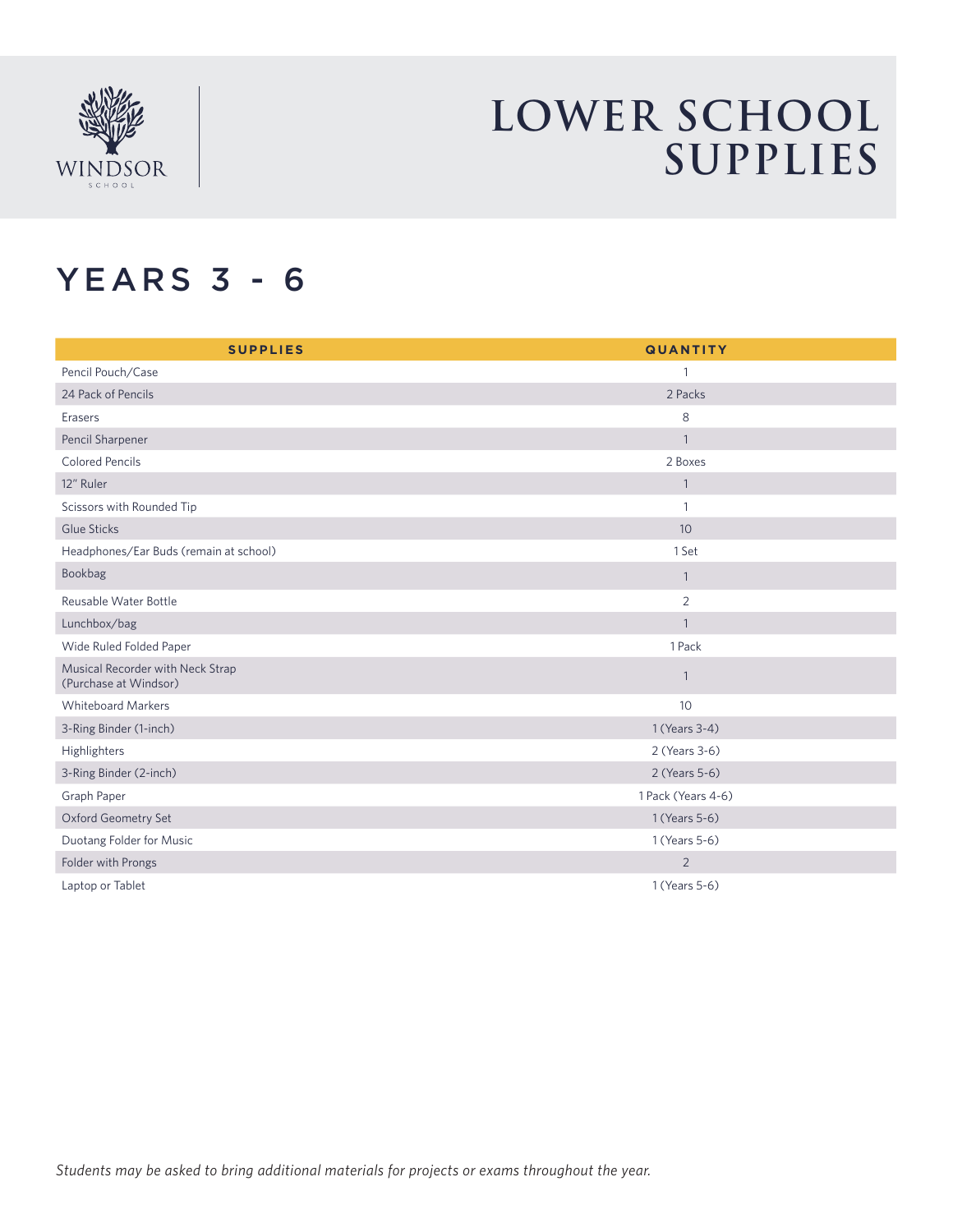WINDSOR SCHOOL

# LOWER SCHOOL SUPPLIES

## YEARS 3 - 6

| SUPPLIES | QUANTITY |
|---|---|
| Pencil Pouch/Case | 1 |
| 24 Pack of Pencils | 2 Packs |
| Erasers | 8 |
| Pencil Sharpener | 1 |
| Colored Pencils | 2 Boxes |
| 12" Ruler | 1 |
| Scissors with Rounded Tip | 1 |
| Glue Sticks | 10 |
| Headphones/Ear Buds (remain at school) | 1 Set |
| Bookbag | 1 |
| Reusable Water Bottle | 2 |
| Lunchbox/bag | 1 |
| Wide Ruled Folded Paper | 1 Pack |
| Musical Recorder with Neck Strap (Purchase at Windsor) | 1 |
| Whiteboard Markers | 10 |
| 3-Ring Binder (1-inch) | 1 (Years 3-4) |
| Highlighters | 2 (Years 3-6) |
| 3-Ring Binder (2-inch) | 2 (Years 5-6) |
| Graph Paper | 1 Pack (Years 4-6) |
| Oxford Geometry Set | 1 (Years 5-6) |
| Duotang Folder for Music | 1 (Years 5-6) |
| Folder with Prongs | 2 |
| Laptop or Tablet | 1 (Years 5-6) |

*Students may be asked to bring additional materials for projects or exams throughout the year.*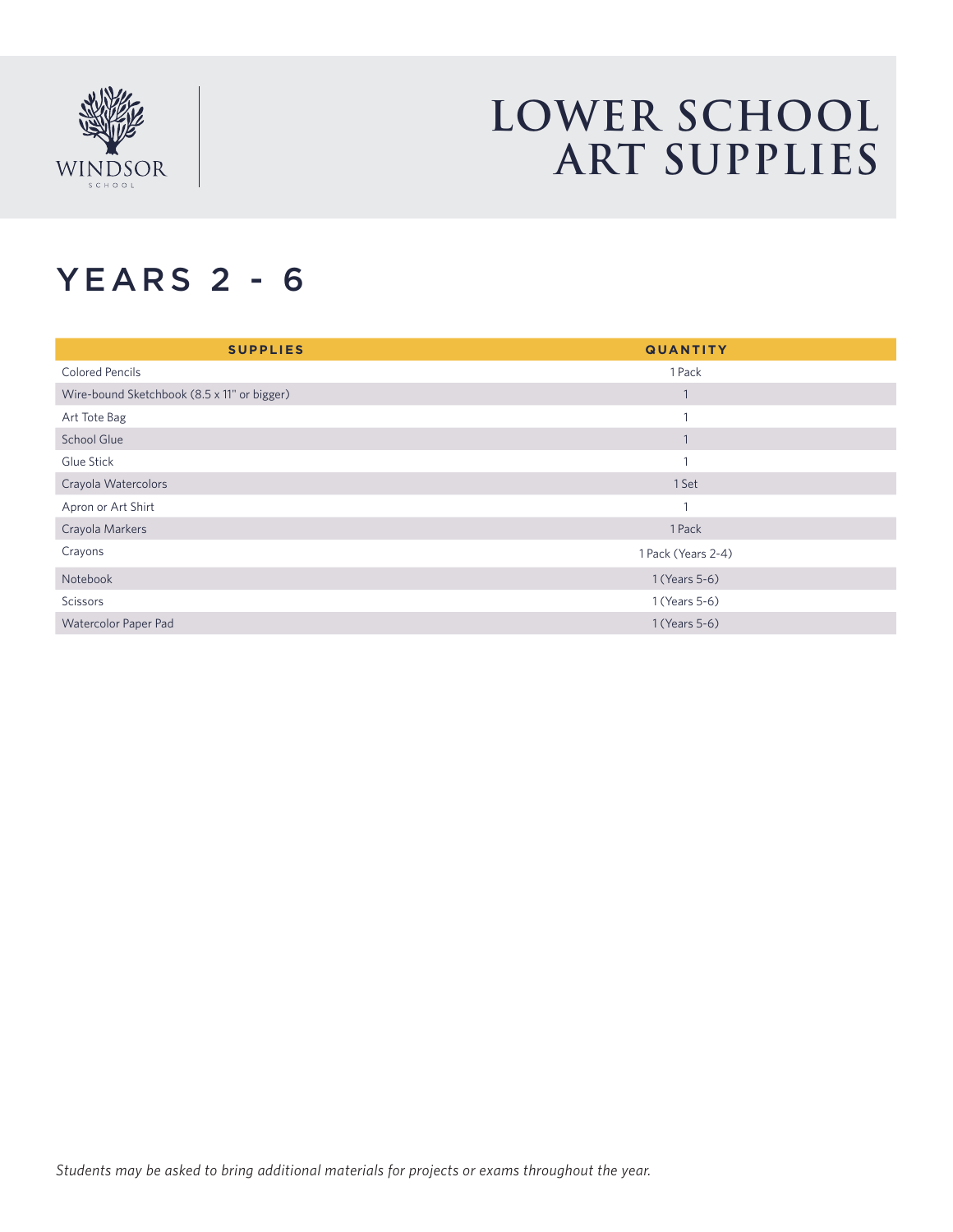# LOWER SCHOOL ART SUPPLIES

## YEARS 2 - 6

| SUPPLIES | QUANTITY |
| --- | --- |
| Colored Pencils | 1 Pack |
| Wire-bound Sketchbook (8.5 x 11" or bigger) | 1 |
| Art Tote Bag | 1 |
| School Glue | 1 |
| Glue Stick | 1 |
| Crayola Watercolors | 1 Set |
| Apron or Art Shirt | 1 |
| Crayola Markers | 1 Pack |
| Crayons | 1 Pack (Years 2-4) |
| Notebook | 1 (Years 5-6) |
| Scissors | 1 (Years 5-6) |
| Watercolor Paper Pad | 1 (Years 5-6) |

*Students may be asked to bring additional materials for projects or exams throughout the year.*